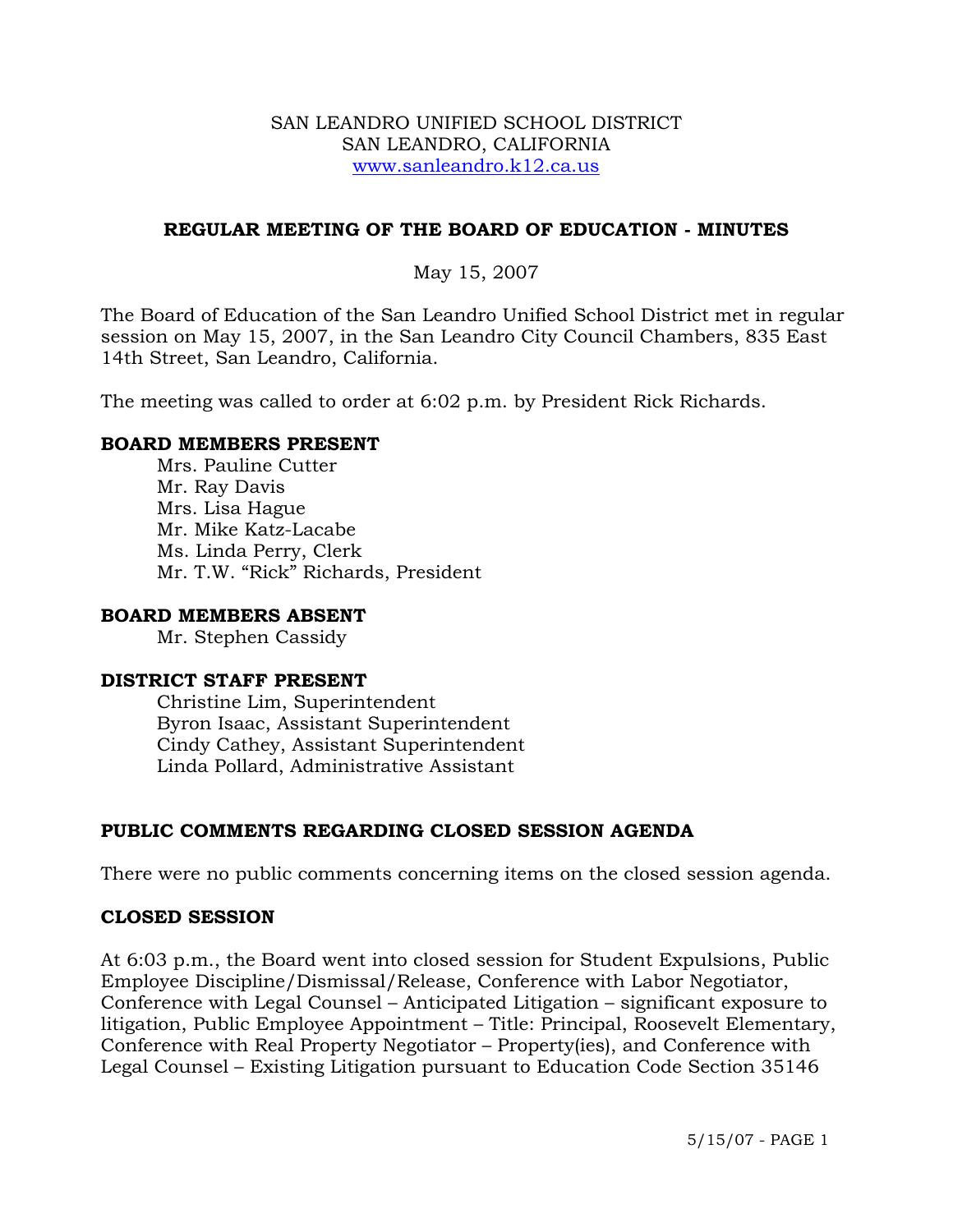SAN LEANDRO UNIFIED SCHOOL DISTRICT
SAN LEANDRO, CALIFORNIA
www.sanleandro.k12.ca.us

## REGULAR MEETING OF THE BOARD OF EDUCATION - MINUTES

May 15, 2007

The Board of Education of the San Leandro Unified School District met in regular session on May 15, 2007, in the San Leandro City Council Chambers, 835 East 14th Street, San Leandro, California.

The meeting was called to order at 6:02 p.m. by President Rick Richards.

### BOARD MEMBERS PRESENT

Mrs. Pauline Cutter
Mr. Ray Davis
Mrs. Lisa Hague
Mr. Mike Katz-Lacabe
Ms. Linda Perry, Clerk
Mr. T.W. "Rick" Richards, President

### BOARD MEMBERS ABSENT

Mr. Stephen Cassidy

### DISTRICT STAFF PRESENT

Christine Lim, Superintendent
Byron Isaac, Assistant Superintendent
Cindy Cathey, Assistant Superintendent
Linda Pollard, Administrative Assistant

### PUBLIC COMMENTS REGARDING CLOSED SESSION AGENDA

There were no public comments concerning items on the closed session agenda.

### CLOSED SESSION

At 6:03 p.m., the Board went into closed session for Student Expulsions, Public Employee Discipline/Dismissal/Release, Conference with Labor Negotiator, Conference with Legal Counsel – Anticipated Litigation – significant exposure to litigation, Public Employee Appointment – Title: Principal, Roosevelt Elementary, Conference with Real Property Negotiator – Property(ies), and Conference with Legal Counsel – Existing Litigation pursuant to Education Code Section 35146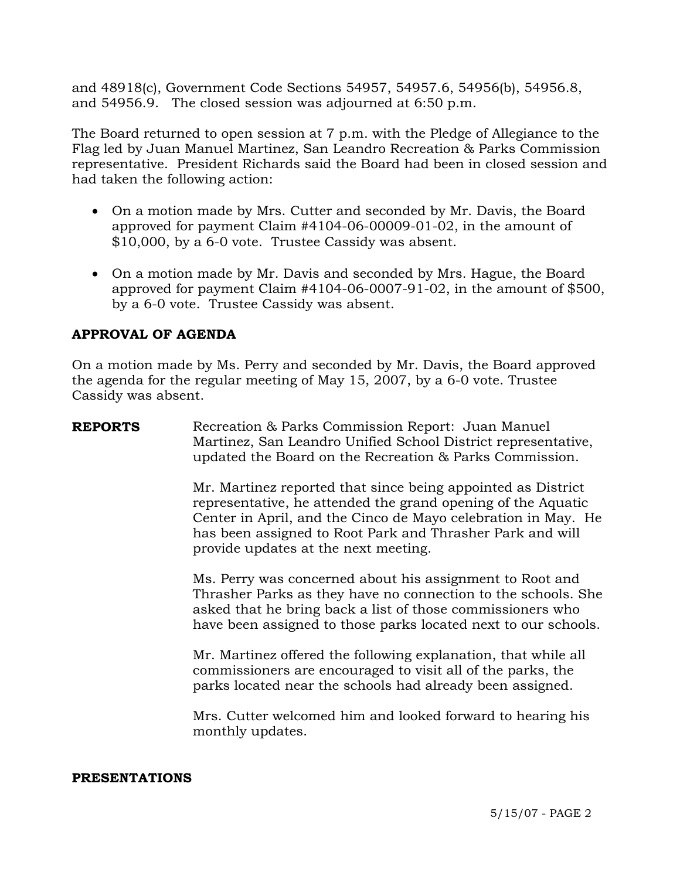and 48918(c), Government Code Sections 54957, 54957.6, 54956(b), 54956.8, and 54956.9. The closed session was adjourned at 6:50 p.m.

The Board returned to open session at 7 p.m. with the Pledge of Allegiance to the Flag led by Juan Manuel Martinez, San Leandro Recreation & Parks Commission representative. President Richards said the Board had been in closed session and had taken the following action:

- On a motion made by Mrs. Cutter and seconded by Mr. Davis, the Board approved for payment Claim #4104-06-00009-01-02, in the amount of $10,000, by a 6-0 vote. Trustee Cassidy was absent.

- On a motion made by Mr. Davis and seconded by Mrs. Hague, the Board approved for payment Claim #4104-06-0007-91-02, in the amount of $500, by a 6-0 vote. Trustee Cassidy was absent.

**APPROVAL OF AGENDA**

On a motion made by Ms. Perry and seconded by Mr. Davis, the Board approved the agenda for the regular meeting of May 15, 2007, by a 6-0 vote. Trustee Cassidy was absent.

**REPORTS**

Recreation & Parks Commission Report: Juan Manuel Martinez, San Leandro Unified School District representative, updated the Board on the Recreation & Parks Commission.

Mr. Martinez reported that since being appointed as District representative, he attended the grand opening of the Aquatic Center in April, and the Cinco de Mayo celebration in May. He has been assigned to Root Park and Thrasher Park and will provide updates at the next meeting.

Ms. Perry was concerned about his assignment to Root and Thrasher Parks as they have no connection to the schools. She asked that he bring back a list of those commissioners who have been assigned to those parks located next to our schools.

Mr. Martinez offered the following explanation, that while all commissioners are encouraged to visit all of the parks, the parks located near the schools had already been assigned.

Mrs. Cutter welcomed him and looked forward to hearing his monthly updates.

**PRESENTATIONS**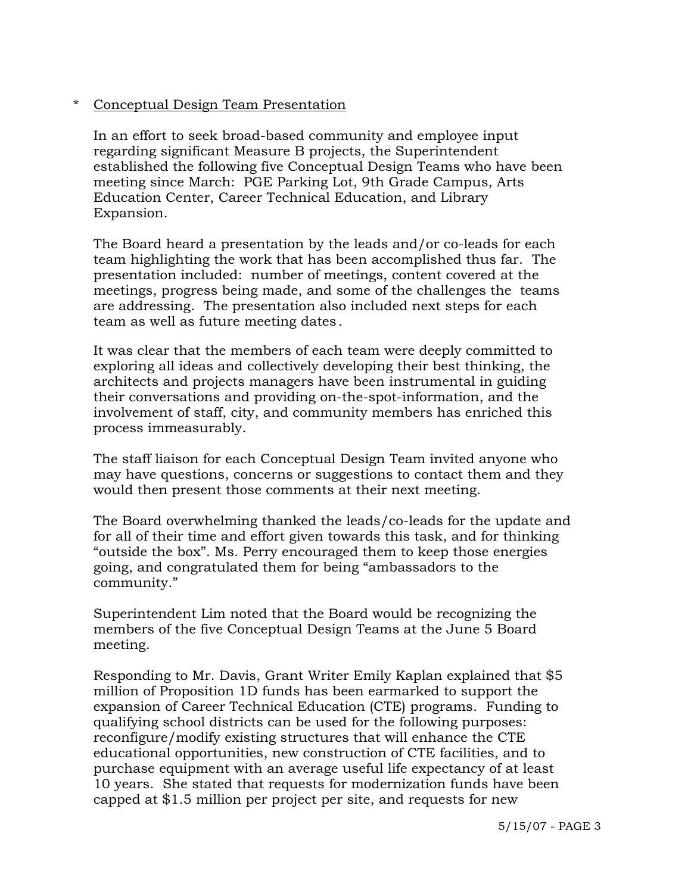* Conceptual Design Team Presentation

In an effort to seek broad-based community and employee input regarding significant Measure B projects, the Superintendent established the following five Conceptual Design Teams who have been meeting since March: PGE Parking Lot, 9th Grade Campus, Arts Education Center, Career Technical Education, and Library Expansion.

The Board heard a presentation by the leads and/or co-leads for each team highlighting the work that has been accomplished thus far. The presentation included: number of meetings, content covered at the meetings, progress being made, and some of the challenges the teams are addressing. The presentation also included next steps for each team as well as future meeting dates.

It was clear that the members of each team were deeply committed to exploring all ideas and collectively developing their best thinking, the architects and projects managers have been instrumental in guiding their conversations and providing on-the-spot-information, and the involvement of staff, city, and community members has enriched this process immeasurably.

The staff liaison for each Conceptual Design Team invited anyone who may have questions, concerns or suggestions to contact them and they would then present those comments at their next meeting.

The Board overwhelming thanked the leads/co-leads for the update and for all of their time and effort given towards this task, and for thinking "outside the box". Ms. Perry encouraged them to keep those energies going, and congratulated them for being "ambassadors to the community."

Superintendent Lim noted that the Board would be recognizing the members of the five Conceptual Design Teams at the June 5 Board meeting.

Responding to Mr. Davis, Grant Writer Emily Kaplan explained that $5 million of Proposition 1D funds has been earmarked to support the expansion of Career Technical Education (CTE) programs. Funding to qualifying school districts can be used for the following purposes: reconfigure/modify existing structures that will enhance the CTE educational opportunities, new construction of CTE facilities, and to purchase equipment with an average useful life expectancy of at least 10 years. She stated that requests for modernization funds have been capped at $1.5 million per project per site, and requests for new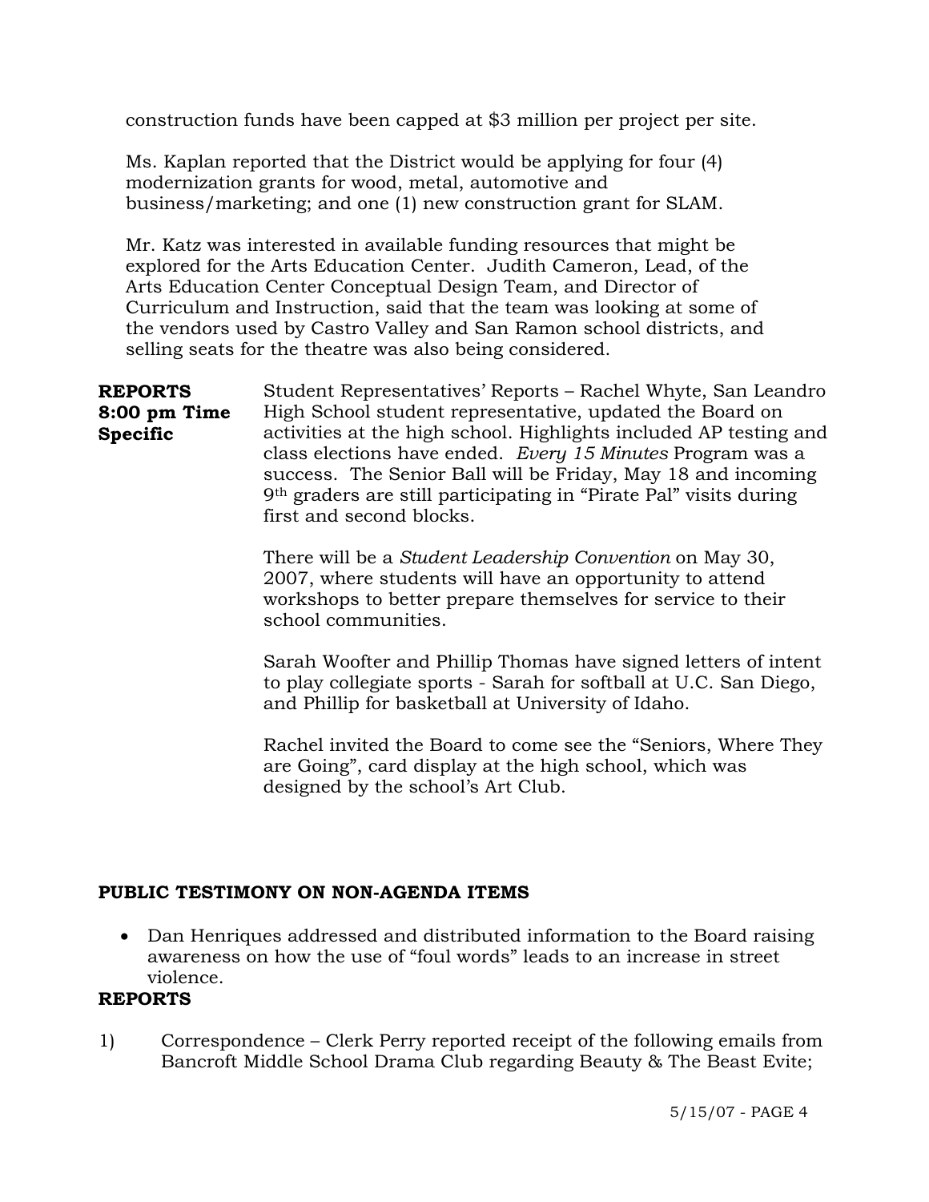construction funds have been capped at $3 million per project per site.

Ms. Kaplan reported that the District would be applying for four (4) modernization grants for wood, metal, automotive and business/marketing; and one (1) new construction grant for SLAM.

Mr. Katz was interested in available funding resources that might be explored for the Arts Education Center. Judith Cameron, Lead, of the Arts Education Center Conceptual Design Team, and Director of Curriculum and Instruction, said that the team was looking at some of the vendors used by Castro Valley and San Ramon school districts, and selling seats for the theatre was also being considered.

**REPORTS 8:00 pm Time Specific**

Student Representatives' Reports – Rachel Whyte, San Leandro High School student representative, updated the Board on activities at the high school. Highlights included AP testing and class elections have ended. *Every 15 Minutes* Program was a success. The Senior Ball will be Friday, May 18 and incoming 9th graders are still participating in "Pirate Pal" visits during first and second blocks.

There will be a *Student Leadership Convention* on May 30, 2007, where students will have an opportunity to attend workshops to better prepare themselves for service to their school communities.

Sarah Woofter and Phillip Thomas have signed letters of intent to play collegiate sports - Sarah for softball at U.C. San Diego, and Phillip for basketball at University of Idaho.

Rachel invited the Board to come see the "Seniors, Where They are Going", card display at the high school, which was designed by the school's Art Club.

**PUBLIC TESTIMONY ON NON-AGENDA ITEMS**

- Dan Henriques addressed and distributed information to the Board raising awareness on how the use of "foul words" leads to an increase in street violence.

**REPORTS**

1) Correspondence – Clerk Perry reported receipt of the following emails from Bancroft Middle School Drama Club regarding Beauty & The Beast Evite;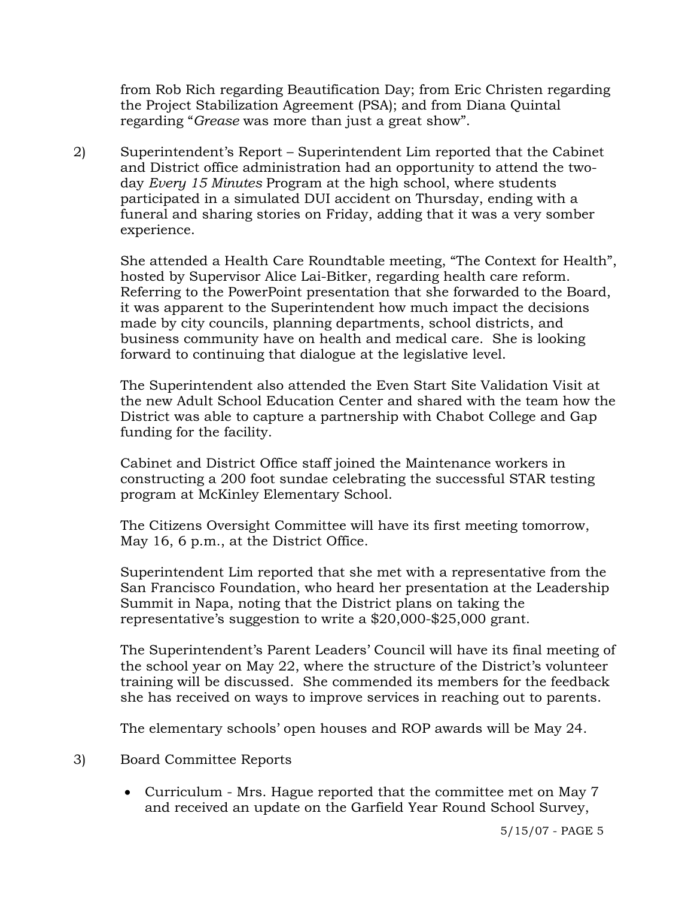from Rob Rich regarding Beautification Day; from Eric Christen regarding the Project Stabilization Agreement (PSA); and from Diana Quintal regarding "*Grease* was more than just a great show".

2) Superintendent's Report – Superintendent Lim reported that the Cabinet and District office administration had an opportunity to attend the two-day *Every 15 Minutes* Program at the high school, where students participated in a simulated DUI accident on Thursday, ending with a funeral and sharing stories on Friday, adding that it was a very somber experience.

   She attended a Health Care Roundtable meeting, "The Context for Health", hosted by Supervisor Alice Lai-Bitker, regarding health care reform. Referring to the PowerPoint presentation that she forwarded to the Board, it was apparent to the Superintendent how much impact the decisions made by city councils, planning departments, school districts, and business community have on health and medical care. She is looking forward to continuing that dialogue at the legislative level.

   The Superintendent also attended the Even Start Site Validation Visit at the new Adult School Education Center and shared with the team how the District was able to capture a partnership with Chabot College and Gap funding for the facility.

   Cabinet and District Office staff joined the Maintenance workers in constructing a 200 foot sundae celebrating the successful STAR testing program at McKinley Elementary School.

   The Citizens Oversight Committee will have its first meeting tomorrow, May 16, 6 p.m., at the District Office.

   Superintendent Lim reported that she met with a representative from the San Francisco Foundation, who heard her presentation at the Leadership Summit in Napa, noting that the District plans on taking the representative's suggestion to write a $20,000-$25,000 grant.

   The Superintendent's Parent Leaders' Council will have its final meeting of the school year on May 22, where the structure of the District's volunteer training will be discussed. She commended its members for the feedback she has received on ways to improve services in reaching out to parents.

   The elementary schools' open houses and ROP awards will be May 24.

3) Board Committee Reports

   - Curriculum - Mrs. Hague reported that the committee met on May 7 and received an update on the Garfield Year Round School Survey,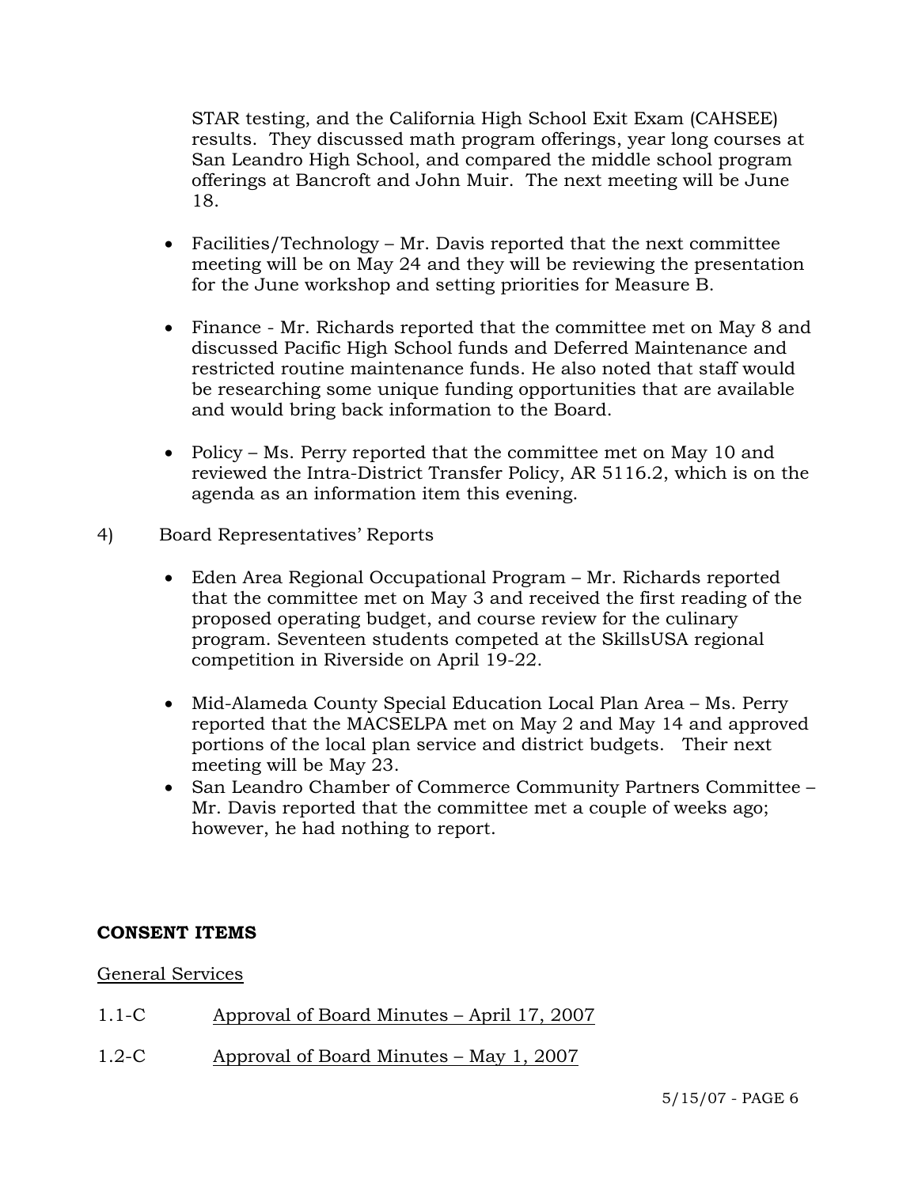STAR testing, and the California High School Exit Exam (CAHSEE) results. They discussed math program offerings, year long courses at San Leandro High School, and compared the middle school program offerings at Bancroft and John Muir. The next meeting will be June 18.

- Facilities/Technology – Mr. Davis reported that the next committee meeting will be on May 24 and they will be reviewing the presentation for the June workshop and setting priorities for Measure B.

- Finance - Mr. Richards reported that the committee met on May 8 and discussed Pacific High School funds and Deferred Maintenance and restricted routine maintenance funds. He also noted that staff would be researching some unique funding opportunities that are available and would bring back information to the Board.

- Policy – Ms. Perry reported that the committee met on May 10 and reviewed the Intra-District Transfer Policy, AR 5116.2, which is on the agenda as an information item this evening.

4) Board Representatives' Reports

- Eden Area Regional Occupational Program – Mr. Richards reported that the committee met on May 3 and received the first reading of the proposed operating budget, and course review for the culinary program. Seventeen students competed at the SkillsUSA regional competition in Riverside on April 19-22.

- Mid-Alameda County Special Education Local Plan Area – Ms. Perry reported that the MACSELPA met on May 2 and May 14 and approved portions of the local plan service and district budgets. Their next meeting will be May 23.
- San Leandro Chamber of Commerce Community Partners Committee – Mr. Davis reported that the committee met a couple of weeks ago; however, he had nothing to report.

**CONSENT ITEMS**

General Services

1.1-C Approval of Board Minutes – April 17, 2007

1.2-C Approval of Board Minutes – May 1, 2007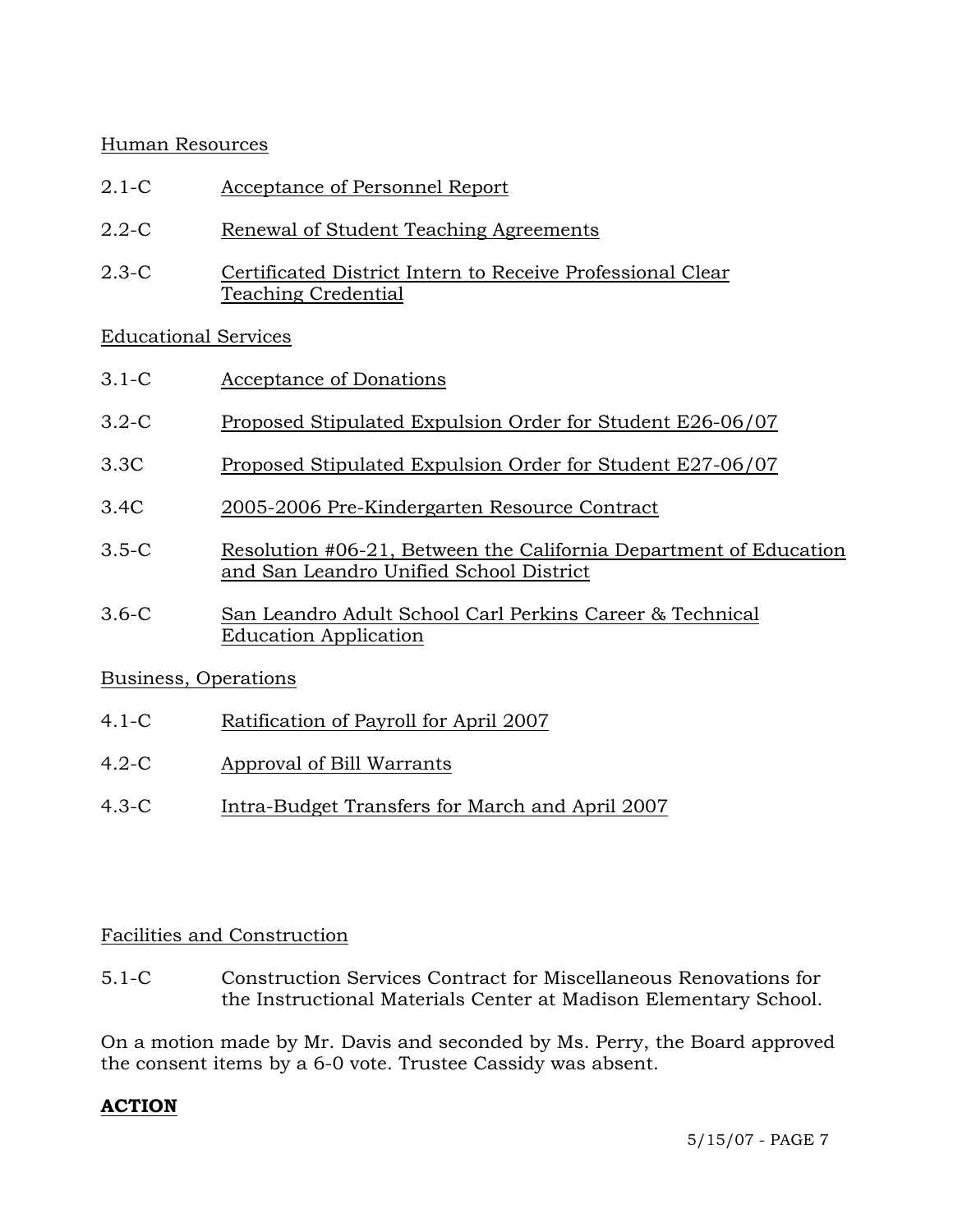Human Resources

2.1-C Acceptance of Personnel Report

2.2-C Renewal of Student Teaching Agreements

2.3-C Certificated District Intern to Receive Professional Clear Teaching Credential

Educational Services

3.1-C Acceptance of Donations

3.2-C Proposed Stipulated Expulsion Order for Student E26-06/07

3.3C Proposed Stipulated Expulsion Order for Student E27-06/07

3.4C 2005-2006 Pre-Kindergarten Resource Contract

3.5-C Resolution #06-21, Between the California Department of Education and San Leandro Unified School District

3.6-C San Leandro Adult School Carl Perkins Career & Technical Education Application

Business, Operations

4.1-C Ratification of Payroll for April 2007

4.2-C Approval of Bill Warrants

4.3-C Intra-Budget Transfers for March and April 2007

Facilities and Construction

5.1-C Construction Services Contract for Miscellaneous Renovations for the Instructional Materials Center at Madison Elementary School.

On a motion made by Mr. Davis and seconded by Ms. Perry, the Board approved the consent items by a 6-0 vote. Trustee Cassidy was absent.

**ACTION**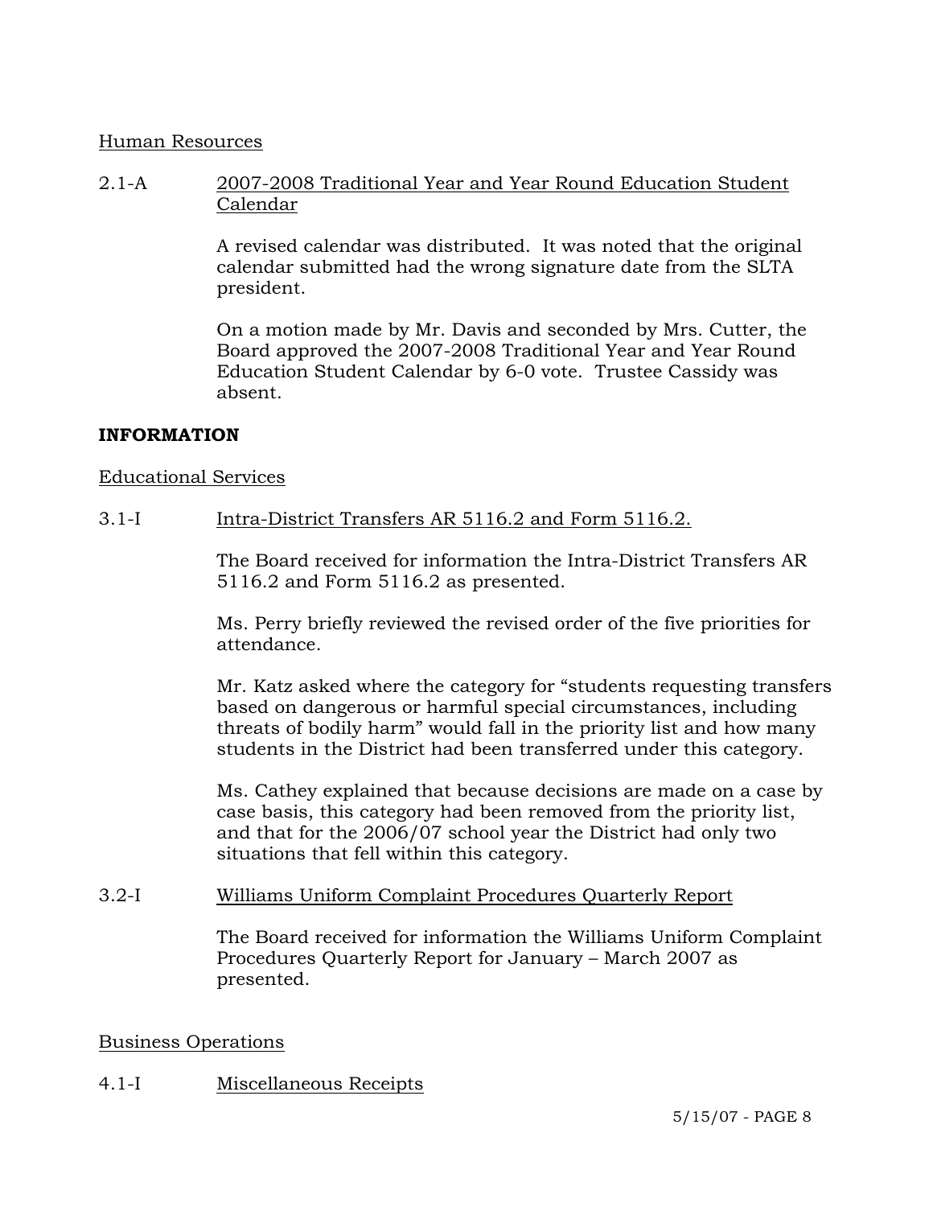Human Resources

2.1-A 2007-2008 Traditional Year and Year Round Education Student Calendar

A revised calendar was distributed. It was noted that the original calendar submitted had the wrong signature date from the SLTA president.

On a motion made by Mr. Davis and seconded by Mrs. Cutter, the Board approved the 2007-2008 Traditional Year and Year Round Education Student Calendar by 6-0 vote. Trustee Cassidy was absent.

**INFORMATION**

Educational Services

3.1-I Intra-District Transfers AR 5116.2 and Form 5116.2.

The Board received for information the Intra-District Transfers AR 5116.2 and Form 5116.2 as presented.

Ms. Perry briefly reviewed the revised order of the five priorities for attendance.

Mr. Katz asked where the category for "students requesting transfers based on dangerous or harmful special circumstances, including threats of bodily harm" would fall in the priority list and how many students in the District had been transferred under this category.

Ms. Cathey explained that because decisions are made on a case by case basis, this category had been removed from the priority list, and that for the 2006/07 school year the District had only two situations that fell within this category.

3.2-I Williams Uniform Complaint Procedures Quarterly Report

The Board received for information the Williams Uniform Complaint Procedures Quarterly Report for January – March 2007 as presented.

Business Operations

4.1-I Miscellaneous Receipts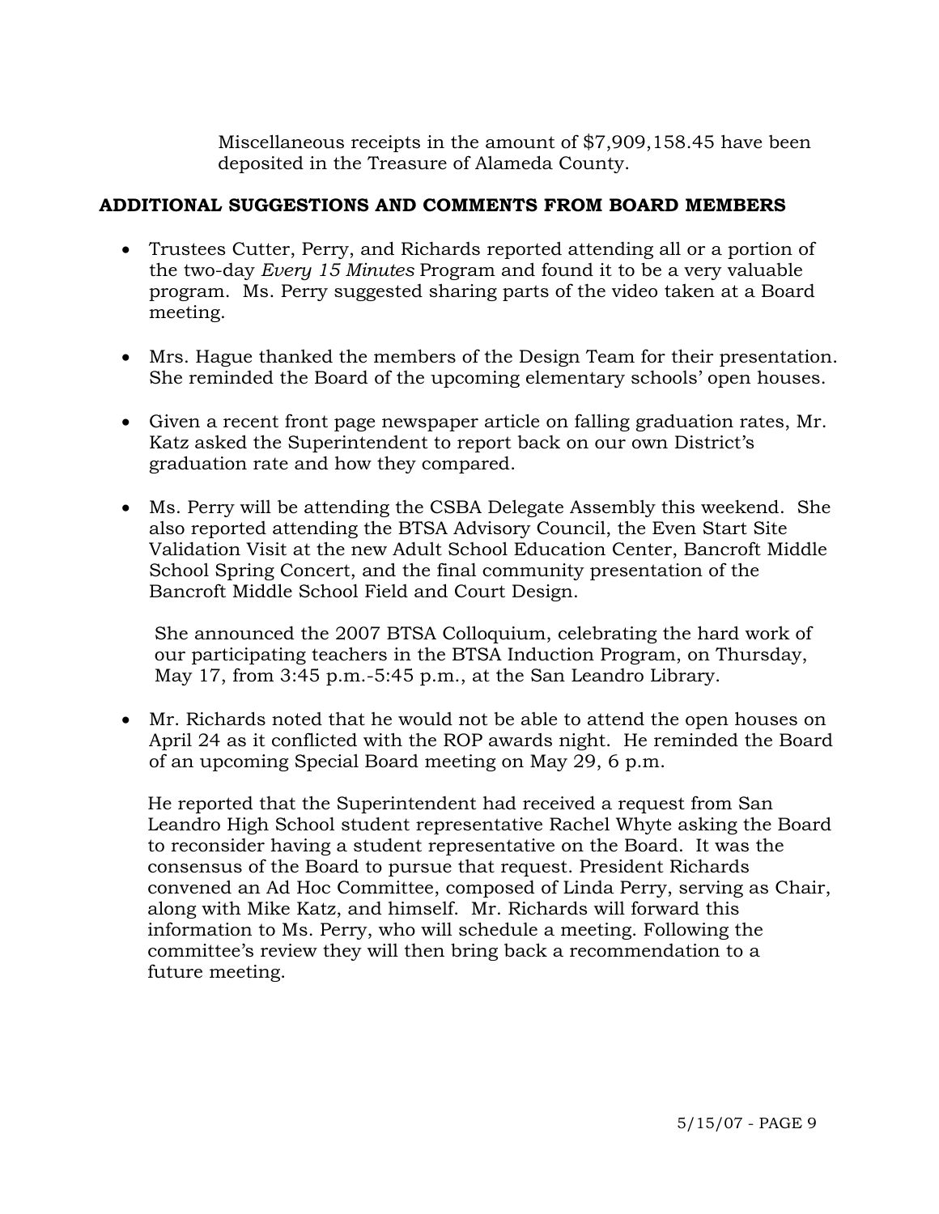Miscellaneous receipts in the amount of $7,909,158.45 have been deposited in the Treasure of Alameda County.

**ADDITIONAL SUGGESTIONS AND COMMENTS FROM BOARD MEMBERS**

- Trustees Cutter, Perry, and Richards reported attending all or a portion of the two-day *Every 15 Minutes* Program and found it to be a very valuable program. Ms. Perry suggested sharing parts of the video taken at a Board meeting.

- Mrs. Hague thanked the members of the Design Team for their presentation. She reminded the Board of the upcoming elementary schools' open houses.

- Given a recent front page newspaper article on falling graduation rates, Mr. Katz asked the Superintendent to report back on our own District's graduation rate and how they compared.

- Ms. Perry will be attending the CSBA Delegate Assembly this weekend. She also reported attending the BTSA Advisory Council, the Even Start Site Validation Visit at the new Adult School Education Center, Bancroft Middle School Spring Concert, and the final community presentation of the Bancroft Middle School Field and Court Design.

  She announced the 2007 BTSA Colloquium, celebrating the hard work of our participating teachers in the BTSA Induction Program, on Thursday, May 17, from 3:45 p.m.-5:45 p.m., at the San Leandro Library.

- Mr. Richards noted that he would not be able to attend the open houses on April 24 as it conflicted with the ROP awards night. He reminded the Board of an upcoming Special Board meeting on May 29, 6 p.m.

  He reported that the Superintendent had received a request from San Leandro High School student representative Rachel Whyte asking the Board to reconsider having a student representative on the Board. It was the consensus of the Board to pursue that request. President Richards convened an Ad Hoc Committee, composed of Linda Perry, serving as Chair, along with Mike Katz, and himself. Mr. Richards will forward this information to Ms. Perry, who will schedule a meeting. Following the committee's review they will then bring back a recommendation to a future meeting.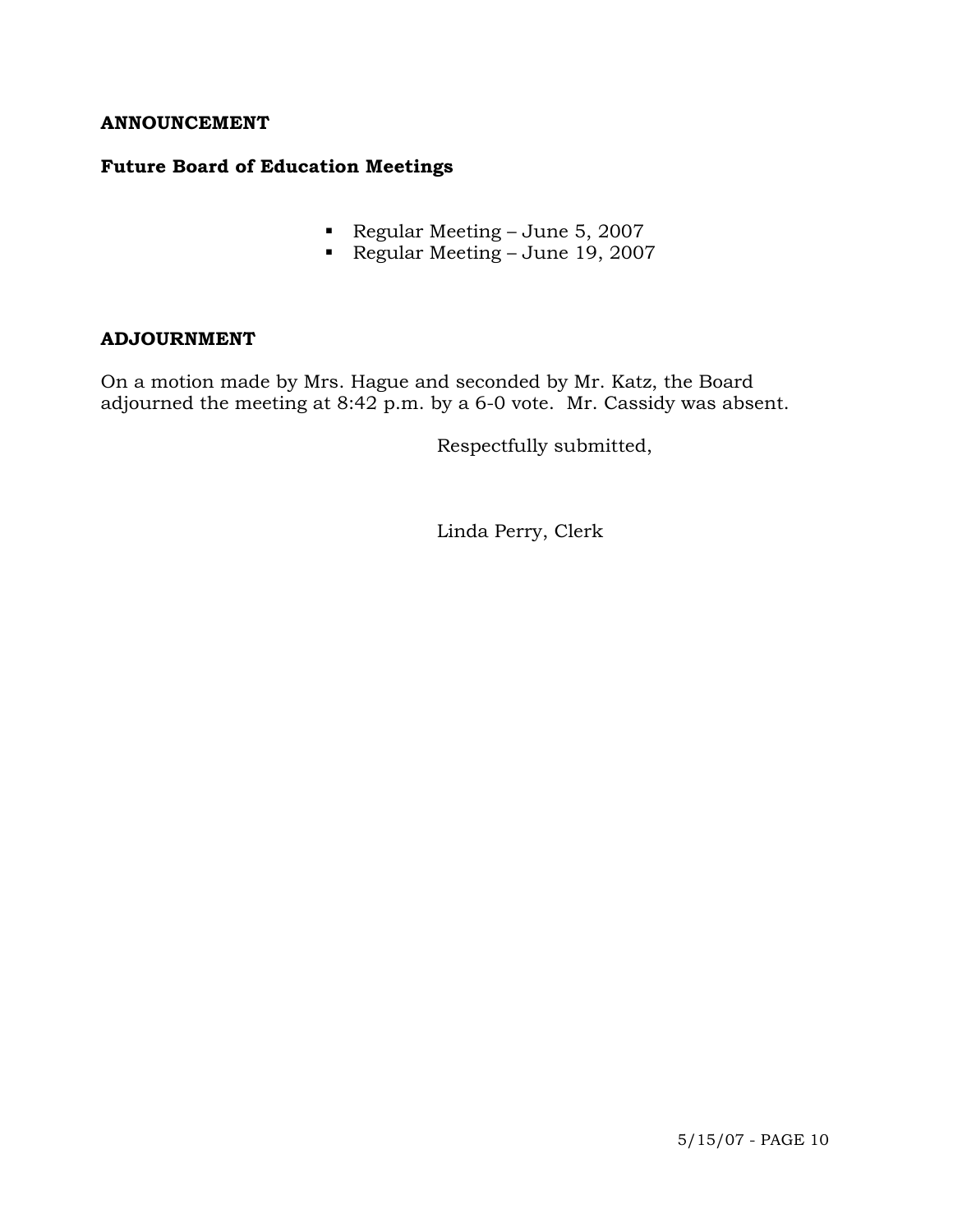**ANNOUNCEMENT**

**Future Board of Education Meetings**

- Regular Meeting – June 5, 2007
- Regular Meeting – June 19, 2007

**ADJOURNMENT**

On a motion made by Mrs. Hague and seconded by Mr. Katz, the Board adjourned the meeting at 8:42 p.m. by a 6-0 vote. Mr. Cassidy was absent.

Respectfully submitted,

Linda Perry, Clerk